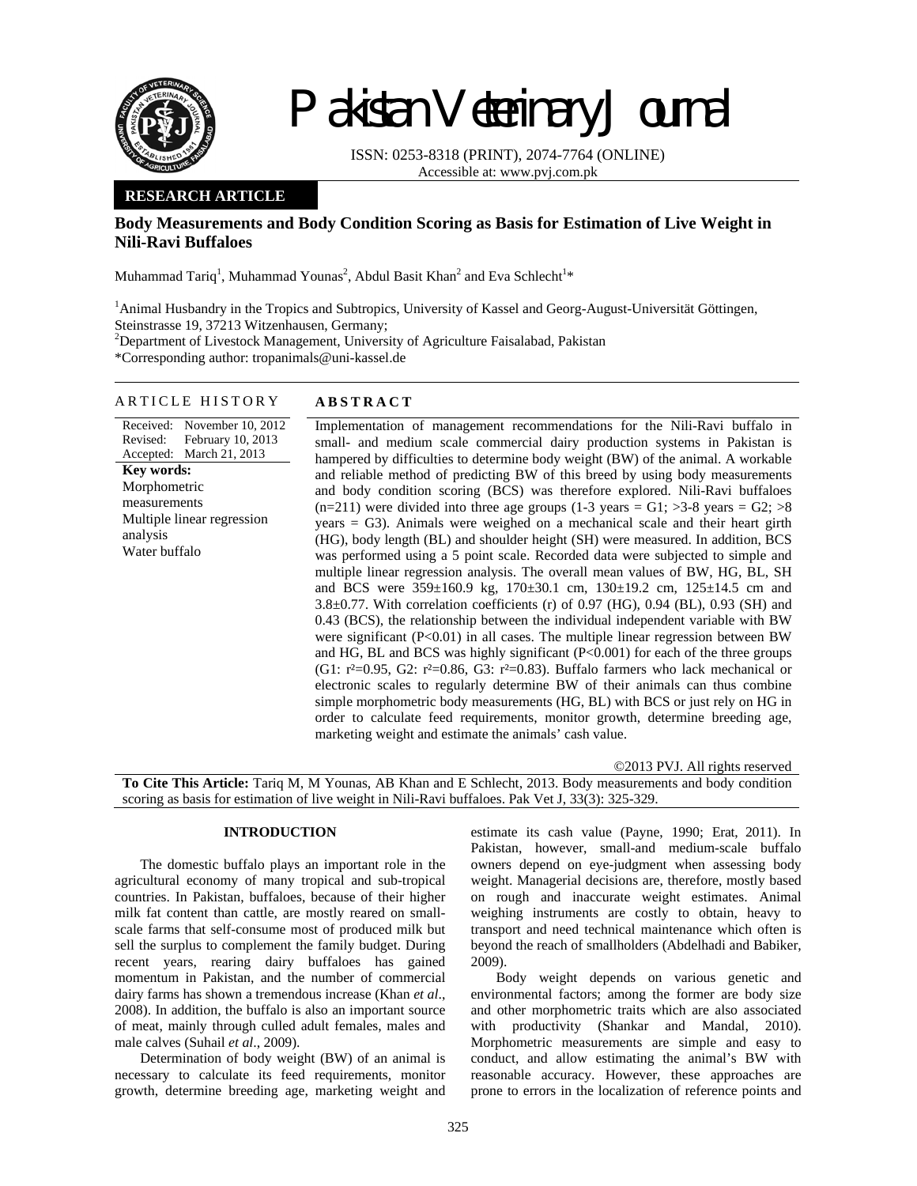# Pakistan Veterinary Journal

ISSN: 0253-8318 (PRINT), 2074-7764 (ONLINE)
Accessible at: www.pvj.com.pk

**RESEARCH ARTICLE**

## Body Measurements and Body Condition Scoring as Basis for Estimation of Live Weight in Nili-Ravi Buffaloes

Muhammad Tariq[1], Muhammad Younas[2], Abdul Basit Khan[2] and Eva Schlecht[1]*

[1]Animal Husbandry in the Tropics and Subtropics, University of Kassel and Georg-August-Universität Göttingen, Steinstrasse 19, 37213 Witzenhausen, Germany;
[2]Department of Livestock Management, University of Agriculture Faisalabad, Pakistan
*Corresponding author: tropanimals@uni-kassel.de

**ARTICLE HISTORY**

Received: November 10, 2012
Revised: February 10, 2013
Accepted: March 21, 2013

**Key words:**
Morphometric measurements
Multiple linear regression analysis
Water buffalo

**ABSTRACT**

Implementation of management recommendations for the Nili-Ravi buffalo in small- and medium scale commercial dairy production systems in Pakistan is hampered by difficulties to determine body weight (BW) of the animal. A workable and reliable method of predicting BW of this breed by using body measurements and body condition scoring (BCS) was therefore explored. Nili-Ravi buffaloes (n=211) were divided into three age groups (1-3 years = G1; >3-8 years = G2; >8 years = G3). Animals were weighed on a mechanical scale and their heart girth (HG), body length (BL) and shoulder height (SH) were measured. In addition, BCS was performed using a 5 point scale. Recorded data were subjected to simple and multiple linear regression analysis. The overall mean values of BW, HG, BL, SH and BCS were 359±160.9 kg, 170±30.1 cm, 130±19.2 cm, 125±14.5 cm and 3.8±0.77. With correlation coefficients (r) of 0.97 (HG), 0.94 (BL), 0.93 (SH) and 0.43 (BCS), the relationship between the individual independent variable with BW were significant (P<0.01) in all cases. The multiple linear regression between BW and HG, BL and BCS was highly significant (P<0.001) for each of the three groups (G1: $r^2$=0.95, G2: $r^2$=0.86, G3: $r^2$=0.83). Buffalo farmers who lack mechanical or electronic scales to regularly determine BW of their animals can thus combine simple morphometric body measurements (HG, BL) with BCS or just rely on HG in order to calculate feed requirements, monitor growth, determine breeding age, marketing weight and estimate the animals' cash value.

©2013 PVJ. All rights reserved

**To Cite This Article:** Tariq M, M Younas, AB Khan and E Schlecht, 2013. Body measurements and body condition scoring as basis for estimation of live weight in Nili-Ravi buffaloes. Pak Vet J, 33(3): 325-329.

## INTRODUCTION

The domestic buffalo plays an important role in the agricultural economy of many tropical and sub-tropical countries. In Pakistan, buffaloes, because of their higher milk fat content than cattle, are mostly reared on small-scale farms that self-consume most of produced milk but sell the surplus to complement the family budget. During recent years, rearing dairy buffaloes has gained momentum in Pakistan, and the number of commercial dairy farms has shown a tremendous increase (Khan *et al*., 2008). In addition, the buffalo is also an important source of meat, mainly through culled adult females, males and male calves (Suhail *et al*., 2009).

Determination of body weight (BW) of an animal is necessary to calculate its feed requirements, monitor growth, determine breeding age, marketing weight and estimate its cash value (Payne, 1990; Erat, 2011). In Pakistan, however, small-and medium-scale buffalo owners depend on eye-judgment when assessing body weight. Managerial decisions are, therefore, mostly based on rough and inaccurate weight estimates. Animal weighing instruments are costly to obtain, heavy to transport and need technical maintenance which often is beyond the reach of smallholders (Abdelhadi and Babiker, 2009).

Body weight depends on various genetic and environmental factors; among the former are body size and other morphometric traits which are also associated with productivity (Shankar and Mandal, 2010). Morphometric measurements are simple and easy to conduct, and allow estimating the animal's BW with reasonable accuracy. However, these approaches are prone to errors in the localization of reference points and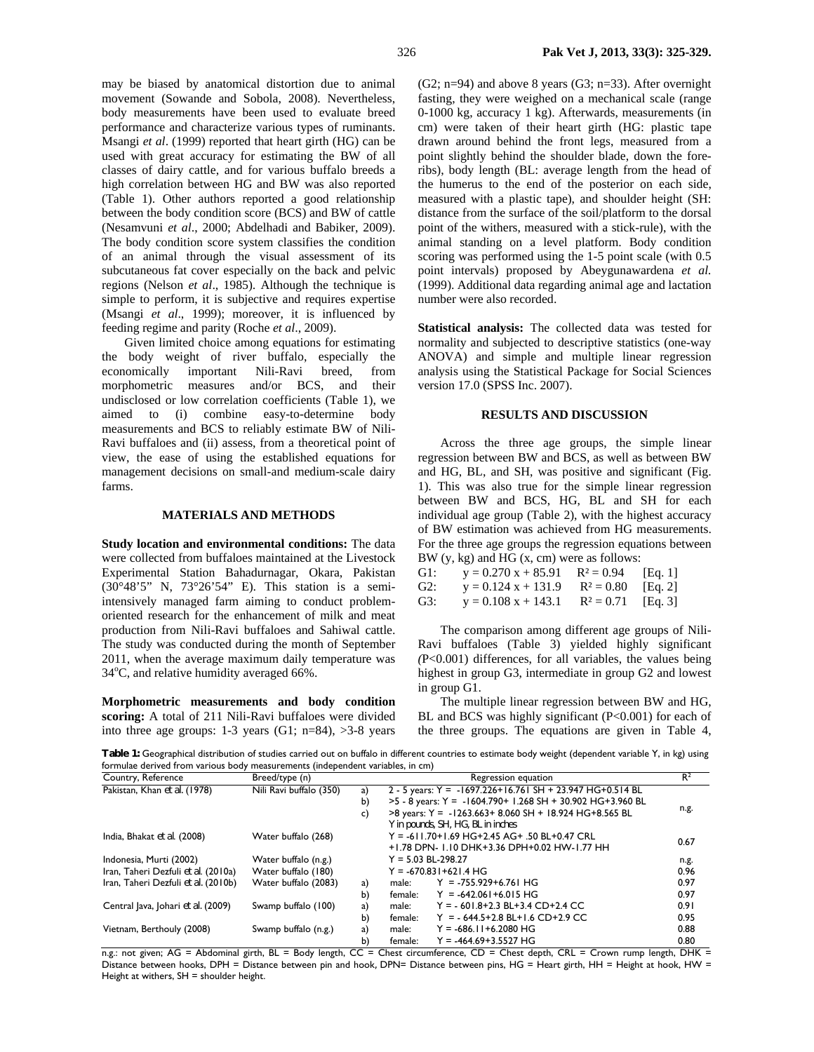may be biased by anatomical distortion due to animal movement (Sowande and Sobola, 2008). Nevertheless, body measurements have been used to evaluate breed performance and characterize various types of ruminants. Msangi *et al*. (1999) reported that heart girth (HG) can be used with great accuracy for estimating the BW of all classes of dairy cattle, and for various buffalo breeds a high correlation between HG and BW was also reported (Table 1). Other authors reported a good relationship between the body condition score (BCS) and BW of cattle (Nesamvuni *et al*., 2000; Abdelhadi and Babiker, 2009). The body condition score system classifies the condition of an animal through the visual assessment of its subcutaneous fat cover especially on the back and pelvic regions (Nelson *et al*., 1985). Although the technique is simple to perform, it is subjective and requires expertise (Msangi *et al*., 1999); moreover, it is influenced by feeding regime and parity (Roche *et al*., 2009).

Given limited choice among equations for estimating the body weight of river buffalo, especially the economically important Nili-Ravi breed, from morphometric measures and/or BCS, and their undisclosed or low correlation coefficients (Table 1), we aimed to (i) combine easy-to-determine body measurements and BCS to reliably estimate BW of Nili-Ravi buffaloes and (ii) assess, from a theoretical point of view, the ease of using the established equations for management decisions on small-and medium-scale dairy farms.

## MATERIALS AND METHODS

**Study location and environmental conditions:** The data were collected from buffaloes maintained at the Livestock Experimental Station Bahadurnagar, Okara, Pakistan (30°48'5" N, 73°26'54" E). This station is a semi-intensively managed farm aiming to conduct problem-oriented research for the enhancement of milk and meat production from Nili-Ravi buffaloes and Sahiwal cattle. The study was conducted during the month of September 2011, when the average maximum daily temperature was 34°C, and relative humidity averaged 66%.

**Morphometric measurements and body condition scoring:** A total of 211 Nili-Ravi buffaloes were divided into three age groups: 1-3 years (G1; n=84), >3-8 years (G2; n=94) and above 8 years (G3; n=33). After overnight fasting, they were weighed on a mechanical scale (range 0-1000 kg, accuracy 1 kg). Afterwards, measurements (in cm) were taken of their heart girth (HG: plastic tape drawn around behind the front legs, measured from a point slightly behind the shoulder blade, down the fore-ribs), body length (BL: average length from the head of the humerus to the end of the posterior on each side, measured with a plastic tape), and shoulder height (SH: distance from the surface of the soil/platform to the dorsal point of the withers, measured with a stick-rule), with the animal standing on a level platform. Body condition scoring was performed using the 1-5 point scale (with 0.5 point intervals) proposed by Abeygunawardena *et al.* (1999). Additional data regarding animal age and lactation number were also recorded.

**Statistical analysis:** The collected data was tested for normality and subjected to descriptive statistics (one-way ANOVA) and simple and multiple linear regression analysis using the Statistical Package for Social Sciences version 17.0 (SPSS Inc. 2007).

## RESULTS AND DISCUSSION

Across the three age groups, the simple linear regression between BW and BCS, as well as between BW and HG, BL, and SH, was positive and significant (Fig. 1). This was also true for the simple linear regression between BW and BCS, HG, BL and SH for each individual age group (Table 2), with the highest accuracy of BW estimation was achieved from HG measurements. For the three age groups the regression equations between BW (y, kg) and HG (x, cm) were as follows:

G1: $y = 0.270\,x + 85.91 \quad R^2 = 0.94$ [Eq. 1]

G2: $y = 0.124\,x + 131.9 \quad R^2 = 0.80$ [Eq. 2]

G3: $y = 0.108\,x + 143.1 \quad R^2 = 0.71$ [Eq. 3]

The comparison among different age groups of Nili-Ravi buffaloes (Table 3) yielded highly significant ($P<0.001$) differences, for all variables, the values being highest in group G3, intermediate in group G2 and lowest in group G1.

The multiple linear regression between BW and HG, BL and BCS was highly significant ($P<0.001$) for each of the three groups. The equations are given in Table 4,

**Table 1:** Geographical distribution of studies carried out on buffalo in different countries to estimate body weight (dependent variable Y, in kg) using formulae derived from various body measurements (independent variables, in cm)

| Country, Reference | Breed/type (n) | | Regression equation | $R^2$ |
|---|---|---|---|---|
| Pakistan, Khan *et al.* (1978) | Nili Ravi buffalo (350) | a) | 2 - 5 years: Y = -1697.226+16.761 SH + 23.947 HG+0.514 BL | n.g. |
| | | b) | >5 - 8 years: Y = -1604.790+ 1.268 SH + 30.902 HG+3.960 BL | |
| | | c) | >8 years: Y = -1263.663+ 8.060 SH + 18.924 HG+8.565 BL | |
| | | | *Y in pounds, SH, HG, BL in inches* | |
| India, Bhakat *et al.* (2008) | Water buffalo (268) | | Y = -611.70+1.69 HG+2.45 AG+ .50 BL+0.47 CRL +1.78 DPN- 1.10 DHK+3.36 DPH+0.02 HW-1.77 HH | 0.67 |
| Indonesia, Murti (2002) | Water buffalo (n.g.) | | Y = 5.03 BL-298.27 | n.g. |
| Iran, Taheri Dezfuli *et al.* (2010a) | Water buffalo (180) | | Y = -670.831+621.4 HG | 0.96 |
| Iran, Taheri Dezfuli *et al.* (2010b) | Water buffalo (2083) | a) | male: Y = -755.929+6.761 HG | 0.97 |
| | | b) | female: Y = -642.061+6.015 HG | 0.97 |
| Central Java, Johari *et al.* (2009) | Swamp buffalo (100) | a) | male: Y = - 601.8+2.3 BL+3.4 CD+2.4 CC | 0.91 |
| | | b) | female: Y = - 644.5+2.8 BL+1.6 CD+2.9 CC | 0.95 |
| Vietnam, Berthouly (2008) | Swamp buffalo (n.g.) | a) | male: Y = -686.11+6.2080 HG | 0.88 |
| | | b) | female: Y = -464.69+3.5527 HG | 0.80 |

n.g.: not given; AG = Abdominal girth, BL = Body length, CC = Chest circumference, CD = Chest depth, CRL = Crown rump length, DHK = Distance between hooks, DPH = Distance between pin and hook, DPN= Distance between pins, HG = Heart girth, HH = Height at hook, HW = Height at withers, SH = shoulder height.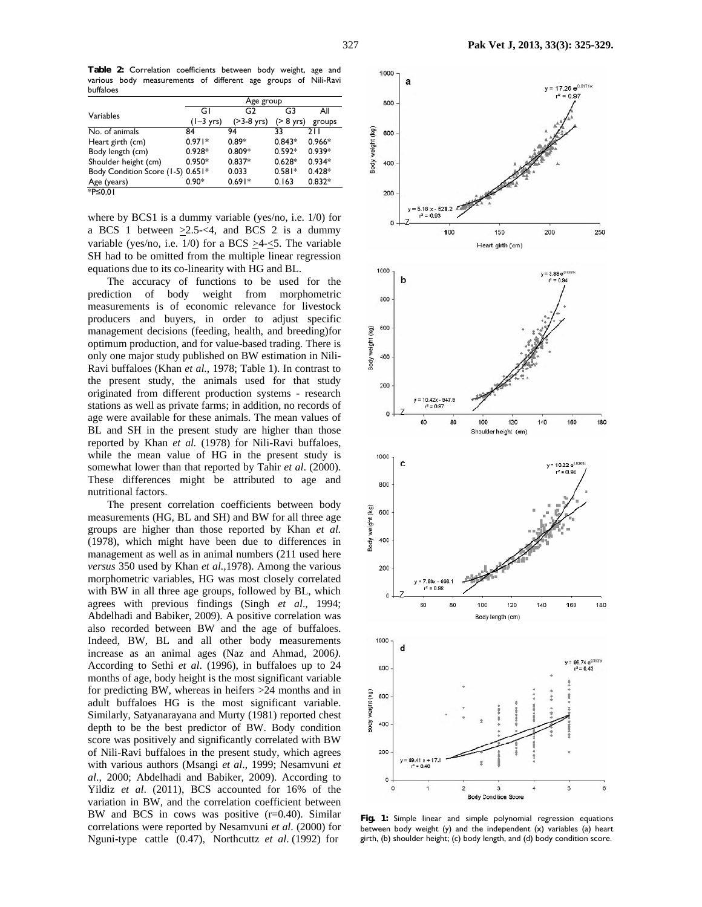**Table 2:** Correlation coefficients between body weight, age and various body measurements of different age groups of Nili-Ravi buffaloes

| Variables | Age group | | | |
|---|---|---|---|---|
| | G1 (1–3 yrs) | G2 (>3-8 yrs) | G3 (> 8 yrs) | All groups |
| No. of animals | 84 | 94 | 33 | 211 |
| Heart girth (cm) | 0.971* | 0.89* | 0.843* | 0.966* |
| Body length (cm) | 0.928* | 0.809* | 0.592* | 0.939* |
| Shoulder height (cm) | 0.950* | 0.837* | 0.628* | 0.934* |
| Body Condition Score (1-5) | 0.651* | 0.033 | 0.581* | 0.428* |
| Age (years) | 0.90* | 0.691* | 0.163 | 0.832* |

*P≤0.01

where by BCS1 is a dummy variable (yes/no, i.e. 1/0) for a BCS 1 between $\geq$2.5-<4, and BCS 2 is a dummy variable (yes/no, i.e. 1/0) for a BCS $\geq$4-$\leq$5. The variable SH had to be omitted from the multiple linear regression equations due to its co-linearity with HG and BL.

The accuracy of functions to be used for the prediction of body weight from morphometric measurements is of economic relevance for livestock producers and buyers, in order to adjust specific management decisions (feeding, health, and breeding)for optimum production, and for value-based trading. There is only one major study published on BW estimation in Nili-Ravi buffaloes (Khan *et al.*, 1978; Table 1). In contrast to the present study, the animals used for that study originated from different production systems - research stations as well as private farms; in addition, no records of age were available for these animals. The mean values of BL and SH in the present study are higher than those reported by Khan *et al.* (1978) for Nili-Ravi buffaloes, while the mean value of HG in the present study is somewhat lower than that reported by Tahir *et al*. (2000). These differences might be attributed to age and nutritional factors.

The present correlation coefficients between body measurements (HG, BL and SH) and BW for all three age groups are higher than those reported by Khan *et al.* (1978), which might have been due to differences in management as well as in animal numbers (211 used here *versus* 350 used by Khan *et al.,*1978). Among the various morphometric variables, HG was most closely correlated with BW in all three age groups, followed by BL, which agrees with previous findings (Singh *et al*., 1994; Abdelhadi and Babiker, 2009). A positive correlation was also recorded between BW and the age of buffaloes. Indeed, BW, BL and all other body measurements increase as an animal ages (Naz and Ahmad, 2006). According to Sethi *et al*. (1996), in buffaloes up to 24 months of age, body height is the most significant variable for predicting BW, whereas in heifers >24 months and in adult buffaloes HG is the most significant variable. Similarly, Satyanarayana and Murty (1981) reported chest depth to be the best predictor of BW. Body condition score was positively and significantly correlated with BW of Nili-Ravi buffaloes in the present study, which agrees with various authors (Msangi *et al*., 1999; Nesamvuni *et al*., 2000; Abdelhadi and Babiker, 2009). According to Yildiz *et al*. (2011), BCS accounted for 16% of the variation in BW, and the correlation coefficient between BW and BCS in cows was positive (r=0.40). Similar correlations were reported by Nesamvuni *et al*. (2000) for Nguni-type cattle (0.47), Northcuttz *et al*. (1992) for

**Fig. 1:** Simple linear and simple polynomial regression equations between body weight (y) and the independent (x) variables (a) heart girth, (b) shoulder height; (c) body length, and (d) body condition score.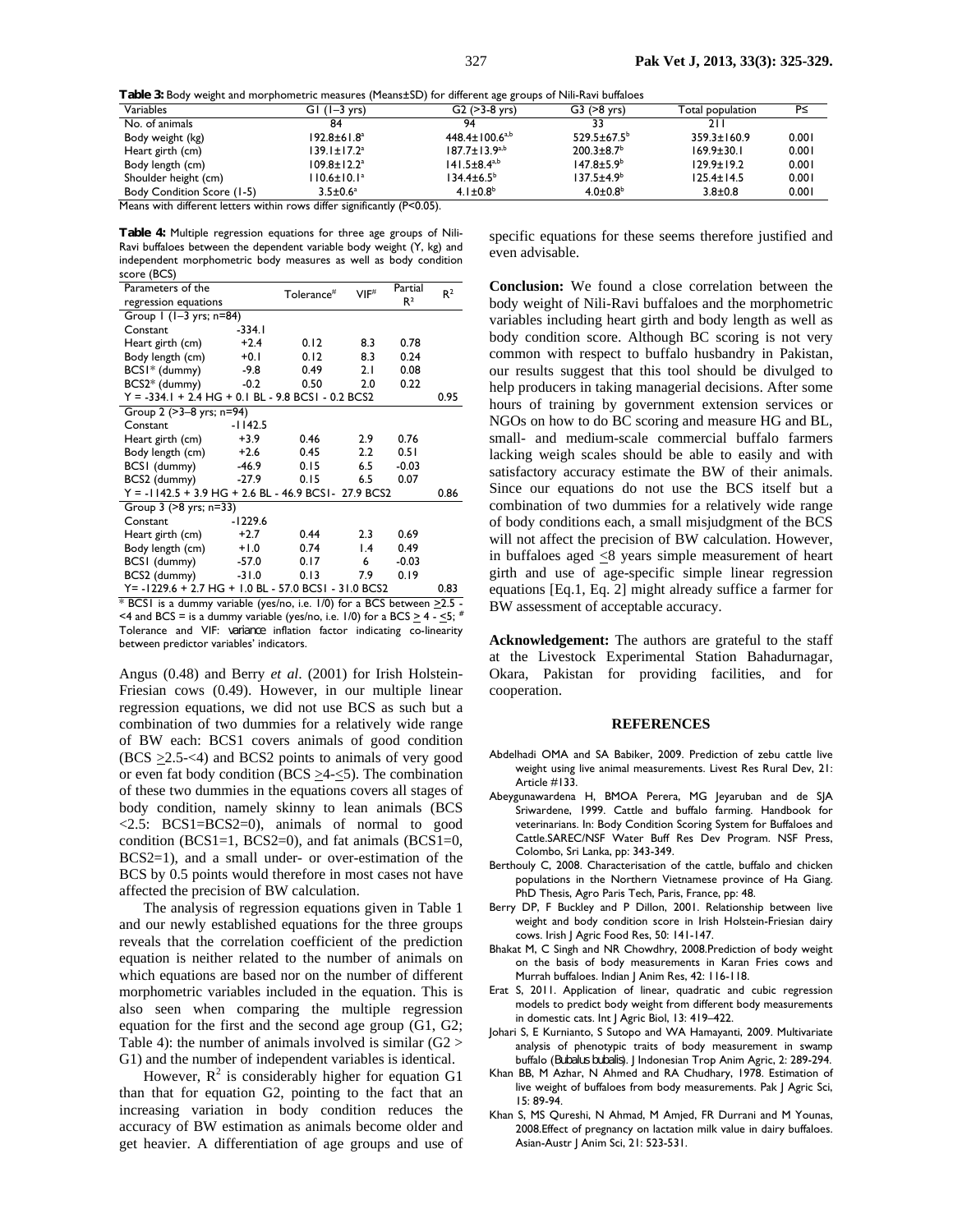**Table 3:** Body weight and morphometric measures (Means±SD) for different age groups of Nili-Ravi buffaloes

| Variables | G1 (1–3 yrs) | G2 (>3-8 yrs) | G3 (>8 yrs) | Total population | P≤ |
|---|---|---|---|---|---|
| No. of animals | 84 | 94 | 33 | 211 | |
| Body weight (kg) | 192.8±61.8[a] | 448.4±100.6[a,b] | 529.5±67.5[b] | 359.3±160.9 | 0.001 |
| Heart girth (cm) | 139.1±17.2[a] | 187.7±13.9[a,b] | 200.3±8.7[b] | 169.9±30.1 | 0.001 |
| Body length (cm) | 109.8±12.2[a] | 141.5±8.4[a,b] | 147.8±5.9[b] | 129.9±19.2 | 0.001 |
| Shoulder height (cm) | 110.6±10.1[a] | 134.4±6.5[b] | 137.5±4.9[b] | 125.4±14.5 | 0.001 |
| Body Condition Score (1-5) | 3.5±0.6[a] | 4.1±0.8[b] | 4.0±0.8[b] | 3.8±0.8 | 0.001 |

Means with different letters within rows differ significantly (P<0.05).

**Table 4:** Multiple regression equations for three age groups of Nili-Ravi buffaloes between the dependent variable body weight (Y, kg) and independent morphometric body measures as well as body condition score (BCS)

| Parameters of the regression equations | | Tolerance[#] | VIF[#] | Partial $R^2$ | $R^2$ |
|---|---|---|---|---|---|
| Group 1 (1–3 yrs; n=84) | | | | | |
| Constant | -334.1 | | | | |
| Heart girth (cm) | +2.4 | 0.12 | 8.3 | 0.78 | |
| Body length (cm) | +0.1 | 0.12 | 8.3 | 0.24 | |
| BCS1* (dummy) | -9.8 | 0.49 | 2.1 | 0.08 | |
| BCS2* (dummy) | -0.2 | 0.50 | 2.0 | 0.22 | |
| Y = -334.1 + 2.4 HG + 0.1 BL - 9.8 BCS1 - 0.2 BCS2 | | | | | 0.95 |
| Group 2 (>3–8 yrs; n=94) | | | | | |
| Constant | -1142.5 | | | | |
| Heart girth (cm) | +3.9 | 0.46 | 2.9 | 0.76 | |
| Body length (cm) | +2.6 | 0.45 | 2.2 | 0.51 | |
| BCS1 (dummy) | -46.9 | 0.15 | 6.5 | -0.03 | |
| BCS2 (dummy) | -27.9 | 0.15 | 6.5 | 0.07 | |
| Y = -1142.5 + 3.9 HG + 2.6 BL - 46.9 BCS1- 27.9 BCS2 | | | | | 0.86 |
| Group 3 (>8 yrs; n=33) | | | | | |
| Constant | -1229.6 | | | | |
| Heart girth (cm) | +2.7 | 0.44 | 2.3 | 0.69 | |
| Body length (cm) | +1.0 | 0.74 | 1.4 | 0.49 | |
| BCS1 (dummy) | -57.0 | 0.17 | 6 | -0.03 | |
| BCS2 (dummy) | -31.0 | 0.13 | 7.9 | 0.19 | |
| Y= -1229.6 + 2.7 HG + 1.0 BL - 57.0 BCS1 - 31.0 BCS2 | | | | | 0.83 |

* BCS1 is a dummy variable (yes/no, i.e. 1/0) for a BCS between ≥2.5 - <4 and BCS = is a dummy variable (yes/no, i.e. 1/0) for a BCS ≥ 4 - ≤5; [#] Tolerance and VIF: variance inflation factor indicating co-linearity between predictor variables' indicators.

Angus (0.48) and Berry *et al*. (2001) for Irish Holstein-Friesian cows (0.49). However, in our multiple linear regression equations, we did not use BCS as such but a combination of two dummies for a relatively wide range of BW each: BCS1 covers animals of good condition (BCS ≥2.5-<4) and BCS2 points to animals of very good or even fat body condition (BCS ≥4-≤5). The combination of these two dummies in the equations covers all stages of body condition, namely skinny to lean animals (BCS <2.5: BCS1=BCS2=0), animals of normal to good condition (BCS1=1, BCS2=0), and fat animals (BCS1=0, BCS2=1), and a small under- or over-estimation of the BCS by 0.5 points would therefore in most cases not have affected the precision of BW calculation.

The analysis of regression equations given in Table 1 and our newly established equations for the three groups reveals that the correlation coefficient of the prediction equation is neither related to the number of animals on which equations are based nor on the number of different morphometric variables included in the equation. This is also seen when comparing the multiple regression equation for the first and the second age group (G1, G2; Table 4): the number of animals involved is similar (G2 > G1) and the number of independent variables is identical.

However, $R^2$ is considerably higher for equation G1 than that for equation G2, pointing to the fact that an increasing variation in body condition reduces the accuracy of BW estimation as animals become older and get heavier. A differentiation of age groups and use of specific equations for these seems therefore justified and even advisable.

**Conclusion:** We found a close correlation between the body weight of Nili-Ravi buffaloes and the morphometric variables including heart girth and body length as well as body condition score. Although BC scoring is not very common with respect to buffalo husbandry in Pakistan, our results suggest that this tool should be divulged to help producers in taking managerial decisions. After some hours of training by government extension services or NGOs on how to do BC scoring and measure HG and BL, small- and medium-scale commercial buffalo farmers lacking weigh scales should be able to easily and with satisfactory accuracy estimate the BW of their animals. Since our equations do not use the BCS itself but a combination of two dummies for a relatively wide range of body conditions each, a small misjudgment of the BCS will not affect the precision of BW calculation. However, in buffaloes aged ≤8 years simple measurement of heart girth and use of age-specific simple linear regression equations [Eq.1, Eq. 2] might already suffice a farmer for BW assessment of acceptable accuracy.

**Acknowledgement:** The authors are grateful to the staff at the Livestock Experimental Station Bahadurnagar, Okara, Pakistan for providing facilities, and for cooperation.

## REFERENCES

Abdelhadi OMA and SA Babiker, 2009. Prediction of zebu cattle live weight using live animal measurements. Livest Res Rural Dev, 21: Article #133.

Abeygunawardena H, BMOA Perera, MG Jeyaruban and de SJA Sriwardene, 1999. Cattle and buffalo farming. Handbook for veterinarians. In: Body Condition Scoring System for Buffaloes and Cattle.SAREC/NSF Water Buff Res Dev Program. NSF Press, Colombo, Sri Lanka, pp: 343-349.

Berthouly C, 2008. Characterisation of the cattle, buffalo and chicken populations in the Northern Vietnamese province of Ha Giang. PhD Thesis, Agro Paris Tech, Paris, France, pp: 48.

Berry DP, F Buckley and P Dillon, 2001. Relationship between live weight and body condition score in Irish Holstein-Friesian dairy cows. Irish J Agric Food Res, 50: 141-147.

Bhakat M, C Singh and NR Chowdhry, 2008.Prediction of body weight on the basis of body measurements in Karan Fries cows and Murrah buffaloes. Indian J Anim Res, 42: 116-118.

Erat S, 2011. Application of linear, quadratic and cubic regression models to predict body weight from different body measurements in domestic cats. Int J Agric Biol, 13: 419–422.

Johari S, E Kurnianto, S Sutopo and WA Hamayanti, 2009. Multivariate analysis of phenotypic traits of body measurement in swamp buffalo (*Bubalus bubalis*). J Indonesian Trop Anim Agric, 2: 289-294.

Khan BB, M Azhar, N Ahmed and RA Chudhary, 1978. Estimation of live weight of buffaloes from body measurements. Pak J Agric Sci, 15: 89-94.

Khan S, MS Qureshi, N Ahmad, M Amjed, FR Durrani and M Younas, 2008.Effect of pregnancy on lactation milk value in dairy buffaloes. Asian-Austr J Anim Sci, 21: 523-531.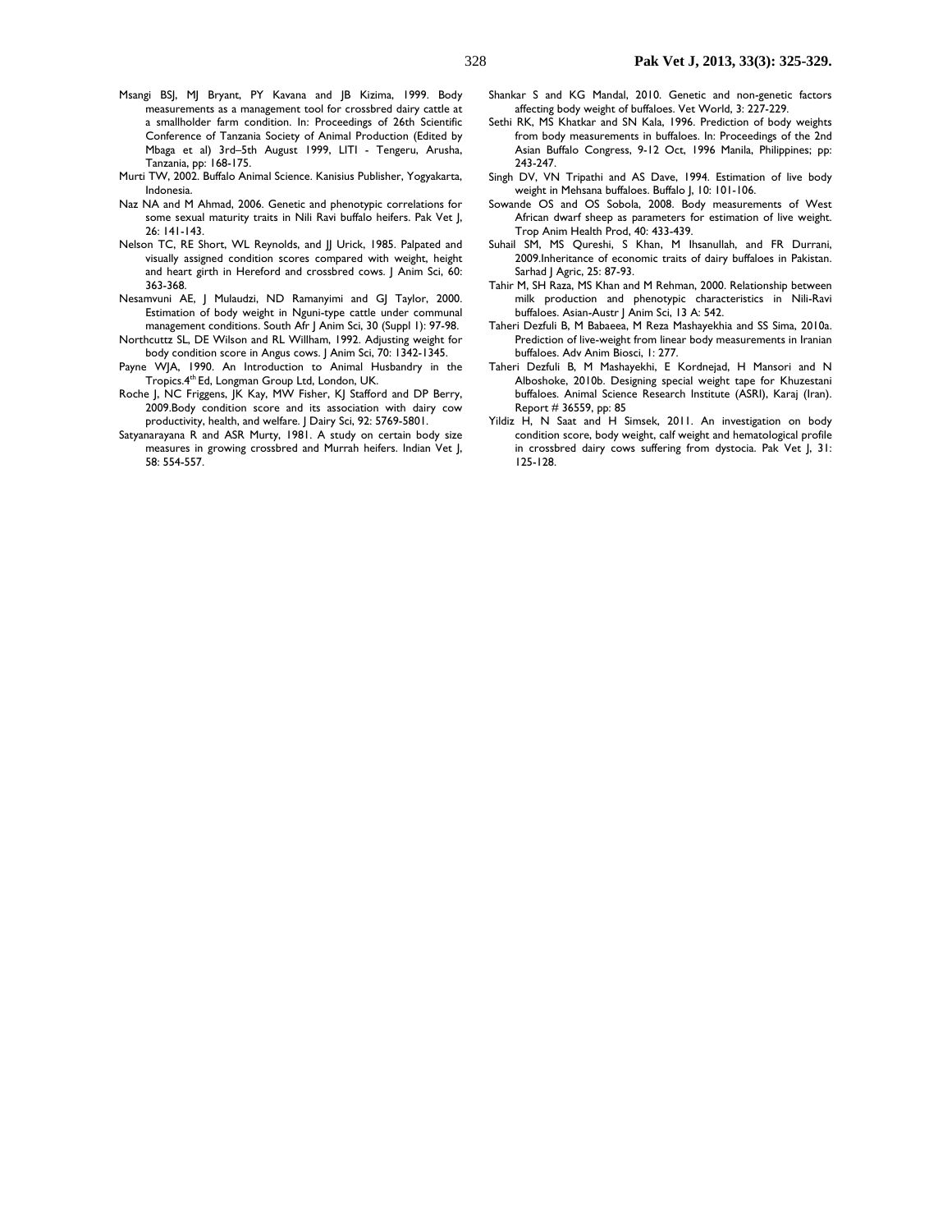Msangi BSJ, MJ Bryant, PY Kavana and JB Kizima, 1999. Body measurements as a management tool for crossbred dairy cattle at a smallholder farm condition. In: Proceedings of 26th Scientific Conference of Tanzania Society of Animal Production (Edited by Mbaga et al) 3rd–5th August 1999, LITI - Tengeru, Arusha, Tanzania, pp: 168-175.

Murti TW, 2002. Buffalo Animal Science. Kanisius Publisher, Yogyakarta, Indonesia.

Naz NA and M Ahmad, 2006. Genetic and phenotypic correlations for some sexual maturity traits in Nili Ravi buffalo heifers. Pak Vet J, 26: 141-143.

Nelson TC, RE Short, WL Reynolds, and JJ Urick, 1985. Palpated and visually assigned condition scores compared with weight, height and heart girth in Hereford and crossbred cows. J Anim Sci, 60: 363-368.

Nesamvuni AE, J Mulaudzi, ND Ramanyimi and GJ Taylor, 2000. Estimation of body weight in Nguni-type cattle under communal management conditions. South Afr J Anim Sci, 30 (Suppl 1): 97-98.

Northcuttz SL, DE Wilson and RL Willham, 1992. Adjusting weight for body condition score in Angus cows. J Anim Sci, 70: 1342-1345.

Payne WJA, 1990. An Introduction to Animal Husbandry in the Tropics.4th Ed, Longman Group Ltd, London, UK.

Roche J, NC Friggens, JK Kay, MW Fisher, KJ Stafford and DP Berry, 2009.Body condition score and its association with dairy cow productivity, health, and welfare. J Dairy Sci, 92: 5769-5801.

Satyanarayana R and ASR Murty, 1981. A study on certain body size measures in growing crossbred and Murrah heifers. Indian Vet J, 58: 554-557.

Shankar S and KG Mandal, 2010. Genetic and non-genetic factors affecting body weight of buffaloes. Vet World, 3: 227-229.

Sethi RK, MS Khatkar and SN Kala, 1996. Prediction of body weights from body measurements in buffaloes. In: Proceedings of the 2nd Asian Buffalo Congress, 9-12 Oct, 1996 Manila, Philippines; pp: 243-247.

Singh DV, VN Tripathi and AS Dave, 1994. Estimation of live body weight in Mehsana buffaloes. Buffalo J, 10: 101-106.

Sowande OS and OS Sobola, 2008. Body measurements of West African dwarf sheep as parameters for estimation of live weight. Trop Anim Health Prod, 40: 433-439.

Suhail SM, MS Qureshi, S Khan, M Ihsanullah, and FR Durrani, 2009.Inheritance of economic traits of dairy buffaloes in Pakistan. Sarhad J Agric, 25: 87-93.

Tahir M, SH Raza, MS Khan and M Rehman, 2000. Relationship between milk production and phenotypic characteristics in Nili-Ravi buffaloes. Asian-Austr J Anim Sci, 13 A: 542.

Taheri Dezfuli B, M Babaeea, M Reza Mashayekhia and SS Sima, 2010a. Prediction of live-weight from linear body measurements in Iranian buffaloes. Adv Anim Biosci, 1: 277.

Taheri Dezfuli B, M Mashayekhi, E Kordnejad, H Mansori and N Alboshoke, 2010b. Designing special weight tape for Khuzestani buffaloes. Animal Science Research Institute (ASRI), Karaj (Iran). Report # 36559, pp: 85

Yildiz H, N Saat and H Simsek, 2011. An investigation on body condition score, body weight, calf weight and hematological profile in crossbred dairy cows suffering from dystocia. Pak Vet J, 31: 125-128.